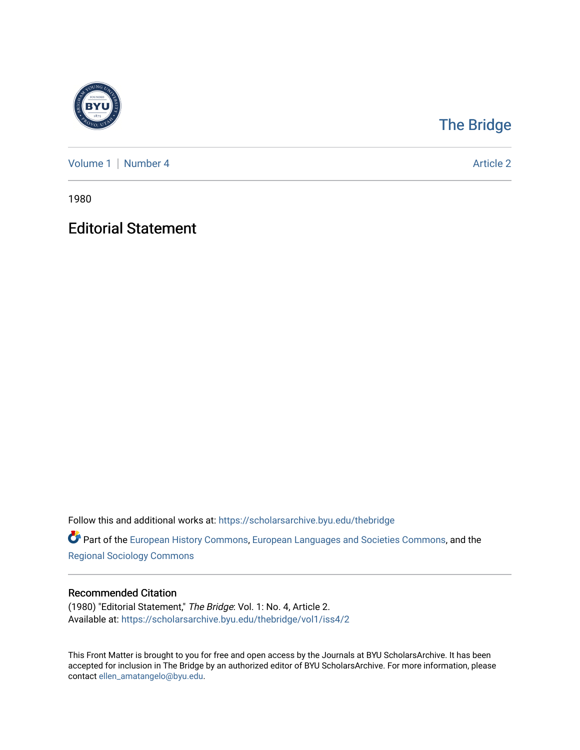The Bridge

Volume 1 | Number 4 Article 2

1980

# Editorial Statement

Follow this and additional works at: https://scholarsarchive.byu.edu/thebridge

Part of the European History Commons, European Languages and Societies Commons, and the Regional Sociology Commons

## Recommended Citation

(1980) "Editorial Statement," *The Bridge*: Vol. 1: No. 4, Article 2.
Available at: https://scholarsarchive.byu.edu/thebridge/vol1/iss4/2

This Front Matter is brought to you for free and open access by the Journals at BYU ScholarsArchive. It has been accepted for inclusion in The Bridge by an authorized editor of BYU ScholarsArchive. For more information, please contact ellen_amatangelo@byu.edu.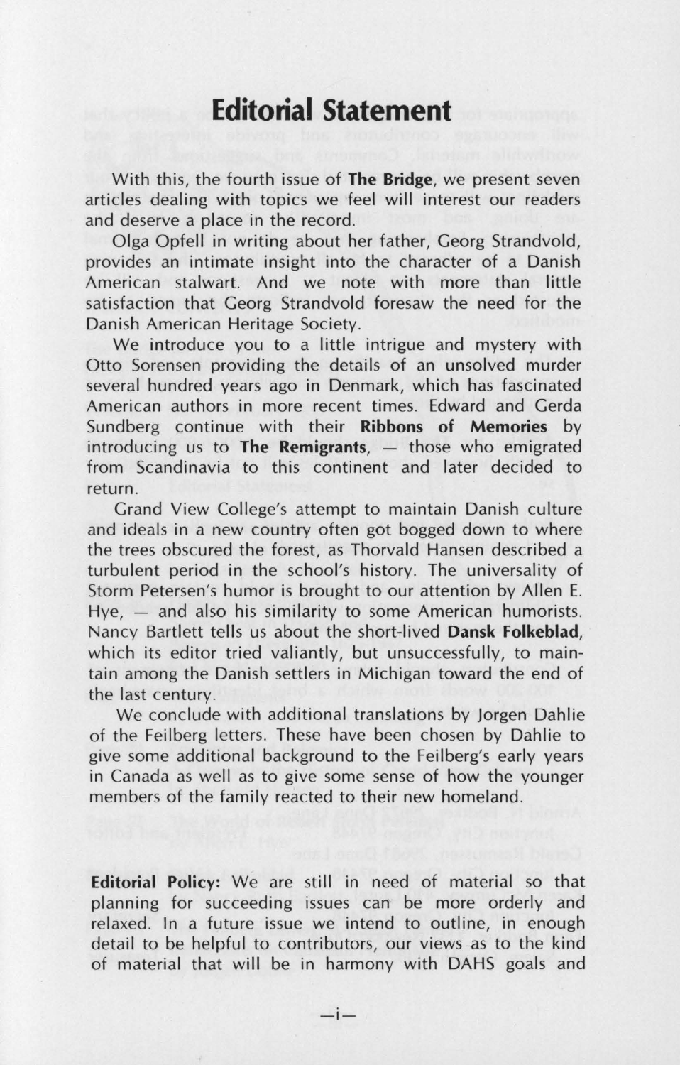# Editorial Statement

With this, the fourth issue of **The Bridge**, we present seven articles dealing with topics we feel will interest our readers and deserve a place in the record.

Olga Opfell in writing about her father, Georg Strandvold, provides an intimate insight into the character of a Danish American stalwart. And we note with more than little satisfaction that Georg Strandvold foresaw the need for the Danish American Heritage Society.

We introduce you to a little intrigue and mystery with Otto Sorensen providing the details of an unsolved murder several hundred years ago in Denmark, which has fascinated American authors in more recent times. Edward and Gerda Sundberg continue with their **Ribbons of Memories** by introducing us to **The Remigrants**, — those who emigrated from Scandinavia to this continent and later decided to return.

Grand View College's attempt to maintain Danish culture and ideals in a new country often got bogged down to where the trees obscured the forest, as Thorvald Hansen described a turbulent period in the school's history. The universality of Storm Petersen's humor is brought to our attention by Allen E. Hye, — and also his similarity to some American humorists. Nancy Bartlett tells us about the short-lived **Dansk Folkeblad**, which its editor tried valiantly, but unsuccessfully, to maintain among the Danish settlers in Michigan toward the end of the last century.

We conclude with additional translations by Jorgen Dahlie of the Feilberg letters. These have been chosen by Dahlie to give some additional background to the Feilberg's early years in Canada as well as to give some sense of how the younger members of the family reacted to their new homeland.

**Editorial Policy:** We are still in need of material so that planning for succeeding issues can be more orderly and relaxed. In a future issue we intend to outline, in enough detail to be helpful to contributors, our views as to the kind of material that will be in harmony with DAHS goals and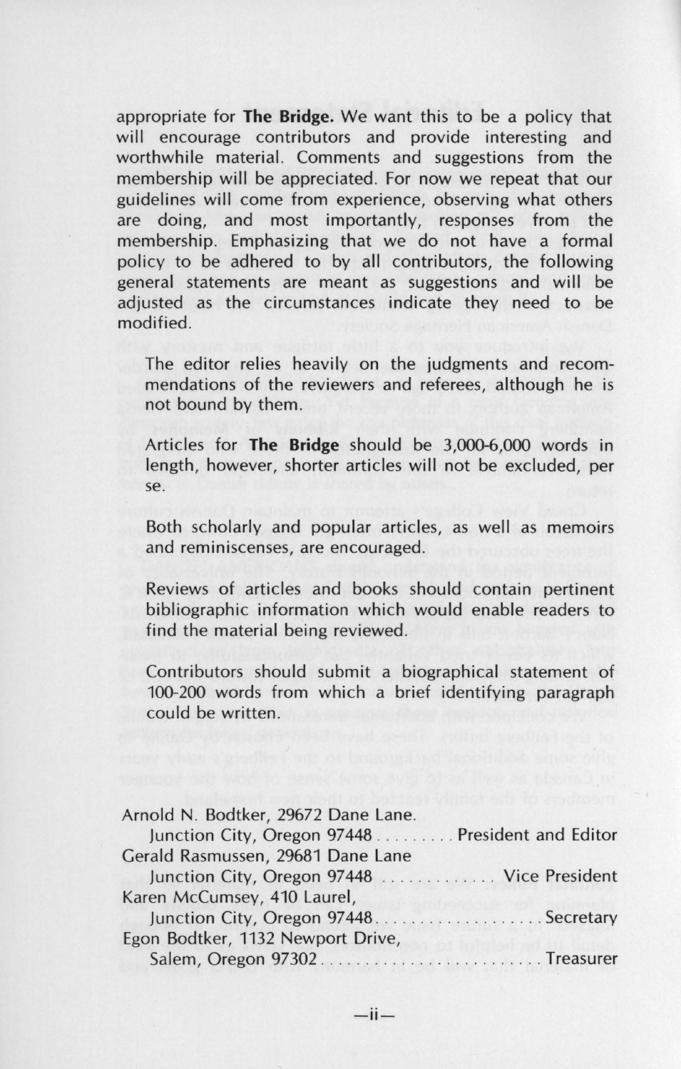appropriate for **The Bridge.** We want this to be a policy that will encourage contributors and provide interesting and worthwhile material. Comments and suggestions from the membership will be appreciated. For now we repeat that our guidelines will come from experience, observing what others are doing, and most importantly, responses from the membership. Emphasizing that we do not have a formal policy to be adhered to by all contributors, the following general statements are meant as suggestions and will be adjusted as the circumstances indicate they need to be modified.

The editor relies heavily on the judgments and recommendations of the reviewers and referees, although he is not bound by them.

Articles for **The Bridge** should be 3,000-6,000 words in length, however, shorter articles will not be excluded, per se.

Both scholarly and popular articles, as well as memoirs and reminiscenses, are encouraged.

Reviews of articles and books should contain pertinent bibliographic information which would enable readers to find the material being reviewed.

Contributors should submit a biographical statement of 100-200 words from which a brief identifying paragraph could be written.

Arnold N. Bodtker, 29672 Dane Lane.
Junction City, Oregon 97448 .......... President and Editor
Gerald Rasmussen, 29681 Dane Lane
Junction City, Oregon 97448 .............. Vice President
Karen McCumsey, 410 Laurel,
Junction City, Oregon 97448..................... Secretary
Egon Bodtker, 1132 Newport Drive,
Salem, Oregon 97302............................. Treasurer